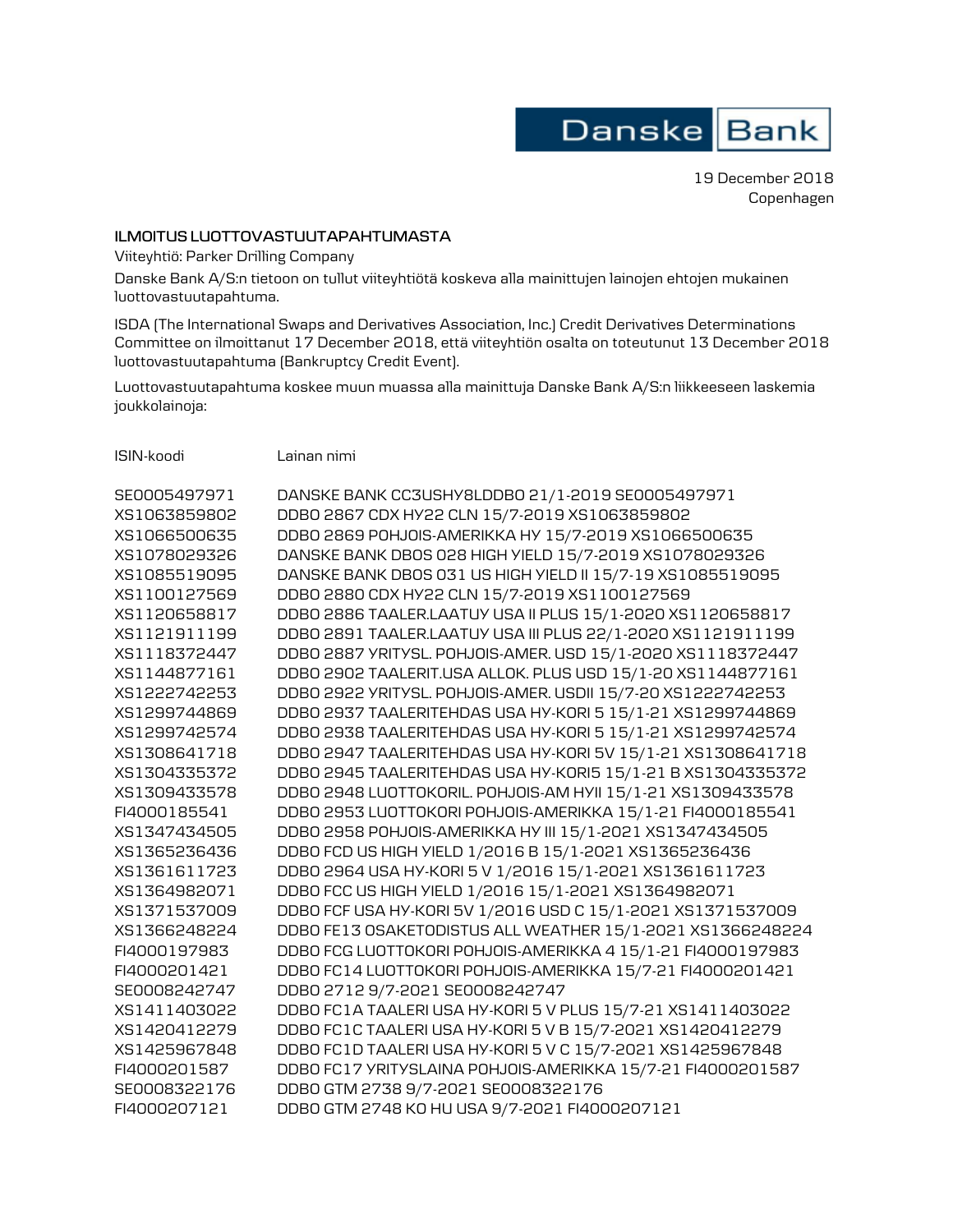Danske Bank

19 December 2018
Copenhagen

**ILMOITUS LUOTTOVASTUUTAPAHTUMASTA**

Viiteyhtiö: Parker Drilling Company

Danske Bank A/S:n tietoon on tullut viiteyhtiötä koskeva alla mainittujen lainojen ehtojen mukainen luottovastuutapahtuma.

ISDA (The International Swaps and Derivatives Association, Inc.) Credit Derivatives Determinations Committee on ilmoittanut 17 December 2018, että viiteyhtiön osalta on toteutunut 13 December 2018 luottovastuutapahtuma (Bankruptcy Credit Event).

Luottovastuutapahtuma koskee muun muassa alla mainittuja Danske Bank A/S:n liikkeeseen laskemia joukkolainoja:

| ISIN-koodi | Lainan nimi |
|---|---|
| SE0005497971 | DANSKE BANK CC3USHY8LDDBO 21/1-2019 SE0005497971 |
| XS1063859802 | DDBO 2867 CDX HY22 CLN 15/7-2019 XS1063859802 |
| XS1066500635 | DDBO 2869 POHJOIS-AMERIKKA HY 15/7-2019 XS1066500635 |
| XS1078029326 | DANSKE BANK DBOS 028 HIGH YIELD 15/7-2019 XS1078029326 |
| XS1085519095 | DANSKE BANK DBOS 031 US HIGH YIELD II 15/7-19 XS1085519095 |
| XS1100127569 | DDBO 2880 CDX HY22 CLN 15/7-2019 XS1100127569 |
| XS1120658817 | DDBO 2886 TAALER.LAATUY USA II PLUS 15/1-2020 XS1120658817 |
| XS1121911199 | DDBO 2891 TAALER.LAATUY USA III PLUS 22/1-2020 XS1121911199 |
| XS1118372447 | DDBO 2887 YRITYSL. POHJOIS-AMER. USD 15/1-2020 XS1118372447 |
| XS1144877161 | DDBO 2902 TAALERIT.USA ALLOK. PLUS USD 15/1-20 XS1144877161 |
| XS1222742253 | DDBO 2922 YRITYSL. POHJOIS-AMER. USDII 15/7-20 XS1222742253 |
| XS1299744869 | DDBO 2937 TAALERITEHDAS USA HY-KORI 5 15/1-21 XS1299744869 |
| XS1299742574 | DDBO 2938 TAALERITEHDAS USA HY-KORI 5 15/1-21 XS1299742574 |
| XS1308641718 | DDBO 2947 TAALERITEHDAS USA HY-KORI 5V 15/1-21 XS1308641718 |
| XS1304335372 | DDBO 2945 TAALERITEHDAS USA HY-KORI5 15/1-21 B XS1304335372 |
| XS1309433578 | DDBO 2948 LUOTTOKORIL. POHJOIS-AM HYII 15/1-21 XS1309433578 |
| FI4000185541 | DDBO 2953 LUOTTOKORI POHJOIS-AMERIKKA 15/1-21 FI4000185541 |
| XS1347434505 | DDBO 2958 POHJOIS-AMERIKKA HY III 15/1-2021 XS1347434505 |
| XS1365236436 | DDBO FCD US HIGH YIELD 1/2016 B 15/1-2021 XS1365236436 |
| XS1361611723 | DDBO 2964 USA HY-KORI 5 V 1/2016 15/1-2021 XS1361611723 |
| XS1364982071 | DDBO FCC US HIGH YIELD 1/2016 15/1-2021 XS1364982071 |
| XS1371537009 | DDBO FCF USA HY-KORI 5V 1/2016 USD C 15/1-2021 XS1371537009 |
| XS1366248224 | DDBO FE13 OSAKETODISTUS ALL WEATHER 15/1-2021 XS1366248224 |
| FI4000197983 | DDBO FCG LUOTTOKORI POHJOIS-AMERIKKA 4 15/1-21 FI4000197983 |
| FI4000201421 | DDBO FC14 LUOTTOKORI POHJOIS-AMERIKKA 15/7-21 FI4000201421 |
| SE0008242747 | DDBO 2712 9/7-2021 SE0008242747 |
| XS1411403022 | DDBO FC1A TAALERI USA HY-KORI 5 V PLUS 15/7-21 XS1411403022 |
| XS1420412279 | DDBO FC1C TAALERI USA HY-KORI 5 V B 15/7-2021 XS1420412279 |
| XS1425967848 | DDBO FC1D TAALERI USA HY-KORI 5 V C 15/7-2021 XS1425967848 |
| FI4000201587 | DDBO FC17 YRITYSLAINA POHJOIS-AMERIKKA 15/7-21 FI4000201587 |
| SE0008322176 | DDBO GTM 2738 9/7-2021 SE0008322176 |
| FI4000207121 | DDBO GTM 2748 KO HU USA 9/7-2021 FI4000207121 |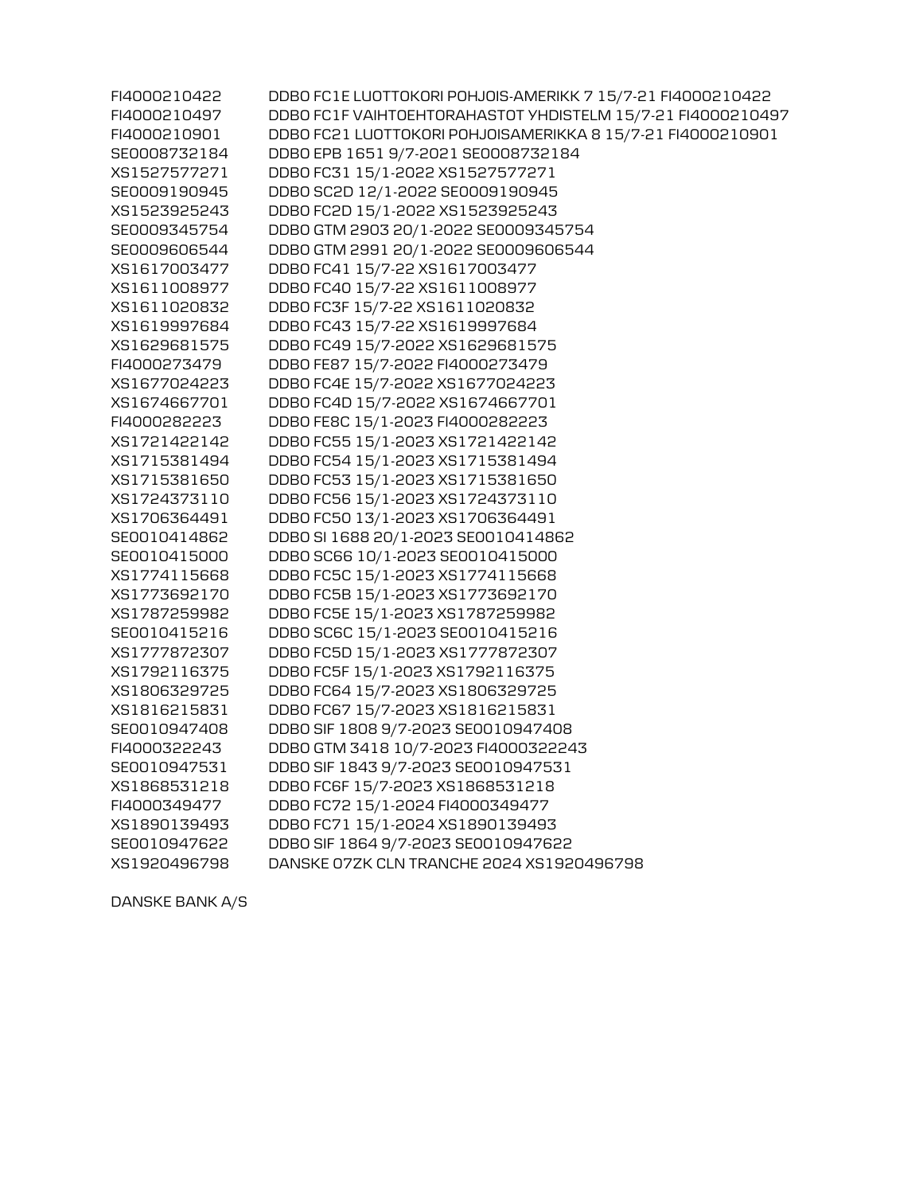| | |
|---|---|
| FI4000210422 | DDBO FC1E LUOTTOKORI POHJOIS-AMERIKK 7 15/7-21 FI4000210422 |
| FI4000210497 | DDBO FC1F VAIHTOEHTORAHASTOT YHDISTELM 15/7-21 FI4000210497 |
| FI4000210901 | DDBO FC21 LUOTTOKORI POHJOISAMERIKKA 8 15/7-21 FI4000210901 |
| SE0008732184 | DDBO EPB 1651 9/7-2021 SE0008732184 |
| XS1527577271 | DDBO FC31 15/1-2022 XS1527577271 |
| SE0009190945 | DDBO SC2D 12/1-2022 SE0009190945 |
| XS1523925243 | DDBO FC2D 15/1-2022 XS1523925243 |
| SE0009345754 | DDBO GTM 2903 20/1-2022 SE0009345754 |
| SE0009606544 | DDBO GTM 2991 20/1-2022 SE0009606544 |
| XS1617003477 | DDBO FC41 15/7-22 XS1617003477 |
| XS1611008977 | DDBO FC40 15/7-22 XS1611008977 |
| XS1611020832 | DDBO FC3F 15/7-22 XS1611020832 |
| XS1619997684 | DDBO FC43 15/7-22 XS1619997684 |
| XS1629681575 | DDBO FC49 15/7-2022 XS1629681575 |
| FI4000273479 | DDBO FE87 15/7-2022 FI4000273479 |
| XS1677024223 | DDBO FC4E 15/7-2022 XS1677024223 |
| XS1674667701 | DDBO FC4D 15/7-2022 XS1674667701 |
| FI4000282223 | DDBO FE8C 15/1-2023 FI4000282223 |
| XS1721422142 | DDBO FC55 15/1-2023 XS1721422142 |
| XS1715381494 | DDBO FC54 15/1-2023 XS1715381494 |
| XS1715381650 | DDBO FC53 15/1-2023 XS1715381650 |
| XS1724373110 | DDBO FC56 15/1-2023 XS1724373110 |
| XS1706364491 | DDBO FC50 13/1-2023 XS1706364491 |
| SE0010414862 | DDBO SI 1688 20/1-2023 SE0010414862 |
| SE0010415000 | DDBO SC66 10/1-2023 SE0010415000 |
| XS1774115668 | DDBO FC5C 15/1-2023 XS1774115668 |
| XS1773692170 | DDBO FC5B 15/1-2023 XS1773692170 |
| XS1787259982 | DDBO FC5E 15/1-2023 XS1787259982 |
| SE0010415216 | DDBO SC6C 15/1-2023 SE0010415216 |
| XS1777872307 | DDBO FC5D 15/1-2023 XS1777872307 |
| XS1792116375 | DDBO FC5F 15/1-2023 XS1792116375 |
| XS1806329725 | DDBO FC64 15/7-2023 XS1806329725 |
| XS1816215831 | DDBO FC67 15/7-2023 XS1816215831 |
| SE0010947408 | DDBO SIF 1808 9/7-2023 SE0010947408 |
| FI4000322243 | DDBO GTM 3418 10/7-2023 FI4000322243 |
| SE0010947531 | DDBO SIF 1843 9/7-2023 SE0010947531 |
| XS1868531218 | DDBO FC6F 15/7-2023 XS1868531218 |
| FI4000349477 | DDBO FC72 15/1-2024 FI4000349477 |
| XS1890139493 | DDBO FC71 15/1-2024 XS1890139493 |
| SE0010947622 | DDBO SIF 1864 9/7-2023 SE0010947622 |
| XS1920496798 | DANSKE 07ZK CLN TRANCHE 2024 XS1920496798 |

DANSKE BANK A/S